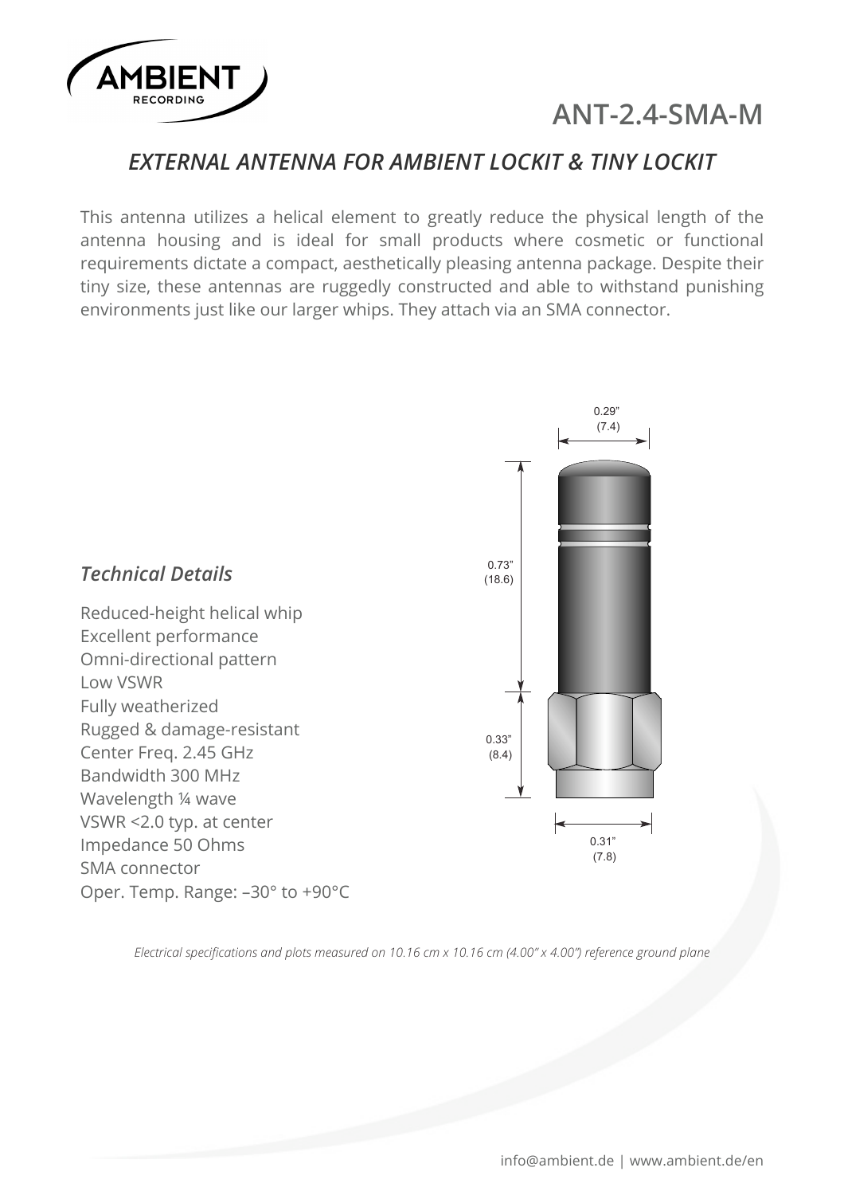# ANT-2.4-SMA-M

## *EXTERNAL ANTENNA FOR AMBIENT LOCKIT & TINY LOCKIT*

This antenna utilizes a helical element to greatly reduce the physical length of the antenna housing and is ideal for small products where cosmetic or functional requirements dictate a compact, aesthetically pleasing antenna package. Despite their tiny size, these antennas are ruggedly constructed and able to withstand punishing environments just like our larger whips. They attach via an SMA connector.

### *Technical Details*

Reduced-height helical whip
Excellent performance
Omni-directional pattern
Low VSWR
Fully weatherized
Rugged & damage-resistant
Center Freq. 2.45 GHz
Bandwidth 300 MHz
Wavelength ¼ wave
VSWR <2.0 typ. at center
Impedance 50 Ohms
SMA connector
Oper. Temp. Range: –30° to +90°C

0.29" (7.4)
0.73" (18.6)
0.33" (8.4)
0.31" (7.8)

*Electrical specifications and plots measured on 10.16 cm x 10.16 cm (4.00" x 4.00") reference ground plane*

info@ambient.de | www.ambient.de/en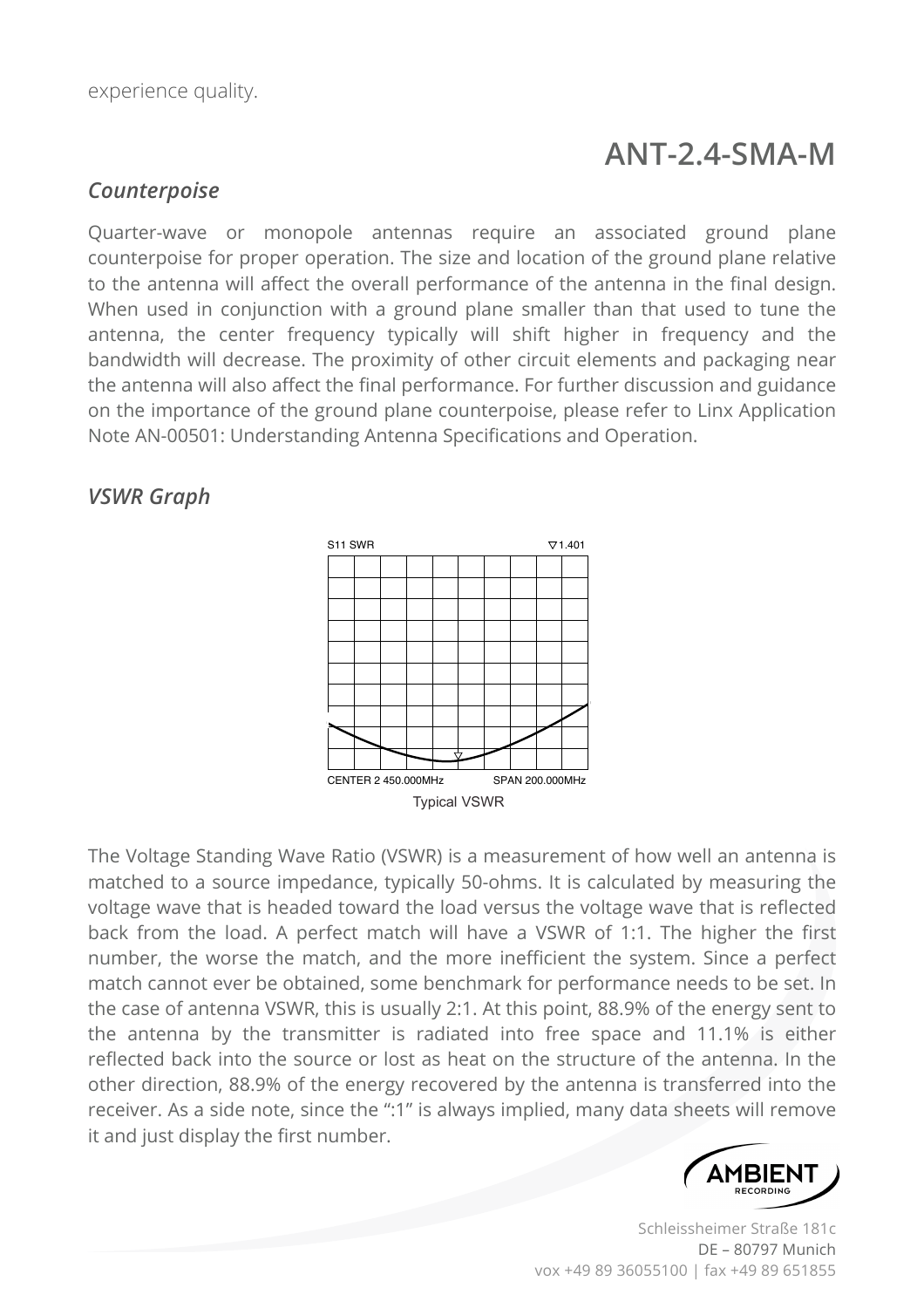experience quality.

# ANT-2.4-SMA-M

### *Counterpoise*

Quarter-wave or monopole antennas require an associated ground plane counterpoise for proper operation. The size and location of the ground plane relative to the antenna will affect the overall performance of the antenna in the final design. When used in conjunction with a ground plane smaller than that used to tune the antenna, the center frequency typically will shift higher in frequency and the bandwidth will decrease. The proximity of other circuit elements and packaging near the antenna will also affect the final performance. For further discussion and guidance on the importance of the ground plane counterpoise, please refer to Linx Application Note AN-00501: Understanding Antenna Specifications and Operation.

### *VSWR Graph*

S11 SWR ▽1.401

CENTER 2 450.000MHz SPAN 200.000MHz

Typical VSWR

The Voltage Standing Wave Ratio (VSWR) is a measurement of how well an antenna is matched to a source impedance, typically 50-ohms. It is calculated by measuring the voltage wave that is headed toward the load versus the voltage wave that is reflected back from the load. A perfect match will have a VSWR of 1:1. The higher the first number, the worse the match, and the more inefficient the system. Since a perfect match cannot ever be obtained, some benchmark for performance needs to be set. In the case of antenna VSWR, this is usually 2:1. At this point, 88.9% of the energy sent to the antenna by the transmitter is radiated into free space and 11.1% is either reflected back into the source or lost as heat on the structure of the antenna. In the other direction, 88.9% of the energy recovered by the antenna is transferred into the receiver. As a side note, since the ":1" is always implied, many data sheets will remove it and just display the first number.

Schleissheimer Straße 181c
DE – 80797 Munich
vox +49 89 36055100 | fax +49 89 651855